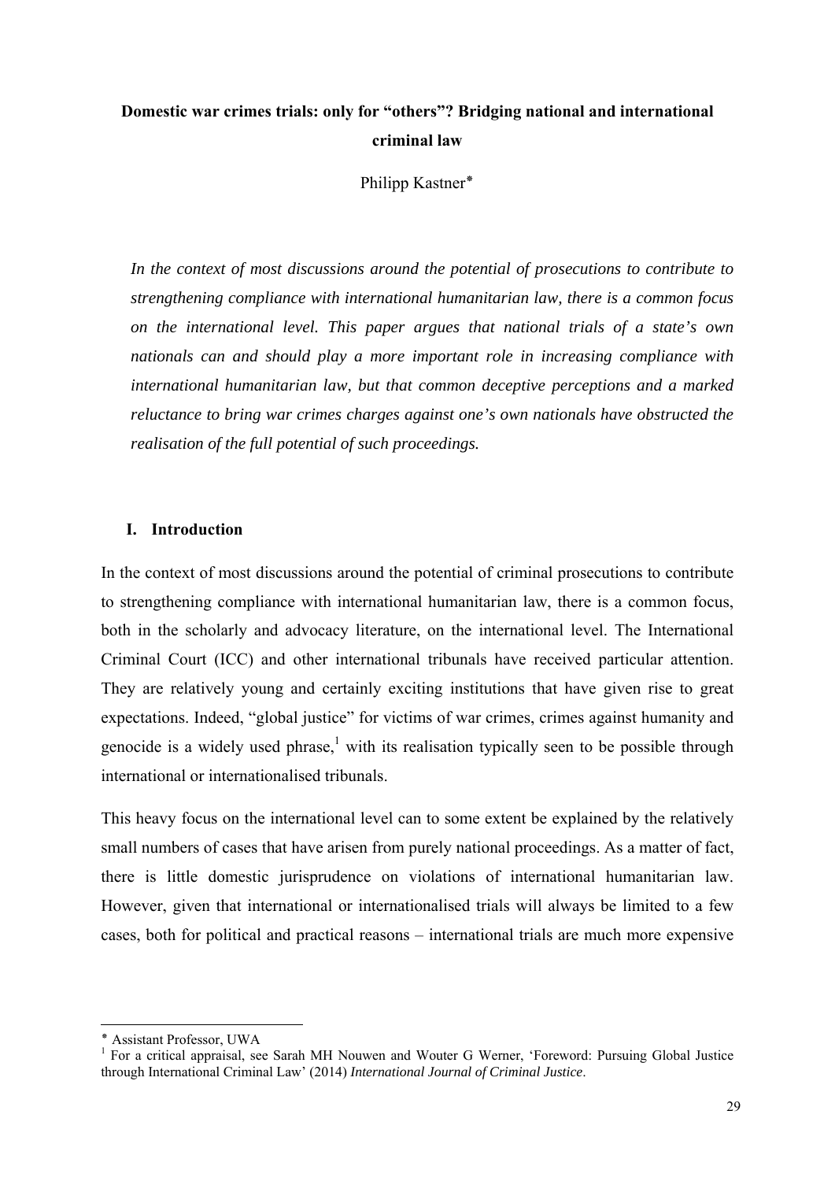**Domestic war crimes trials: only for "others"? Bridging national and international criminal law**

Philipp Kastner*

*In the context of most discussions around the potential of prosecutions to contribute to strengthening compliance with international humanitarian law, there is a common focus on the international level. This paper argues that national trials of a state's own nationals can and should play a more important role in increasing compliance with international humanitarian law, but that common deceptive perceptions and a marked reluctance to bring war crimes charges against one's own nationals have obstructed the realisation of the full potential of such proceedings.*

## I. Introduction

In the context of most discussions around the potential of criminal prosecutions to contribute to strengthening compliance with international humanitarian law, there is a common focus, both in the scholarly and advocacy literature, on the international level. The International Criminal Court (ICC) and other international tribunals have received particular attention. They are relatively young and certainly exciting institutions that have given rise to great expectations. Indeed, "global justice" for victims of war crimes, crimes against humanity and genocide is a widely used phrase,[1] with its realisation typically seen to be possible through international or internationalised tribunals.

This heavy focus on the international level can to some extent be explained by the relatively small numbers of cases that have arisen from purely national proceedings. As a matter of fact, there is little domestic jurisprudence on violations of international humanitarian law. However, given that international or internationalised trials will always be limited to a few cases, both for political and practical reasons – international trials are much more expensive

---

* Assistant Professor, UWA

[1] For a critical appraisal, see Sarah MH Nouwen and Wouter G Werner, 'Foreword: Pursuing Global Justice through International Criminal Law' (2014) *International Journal of Criminal Justice*.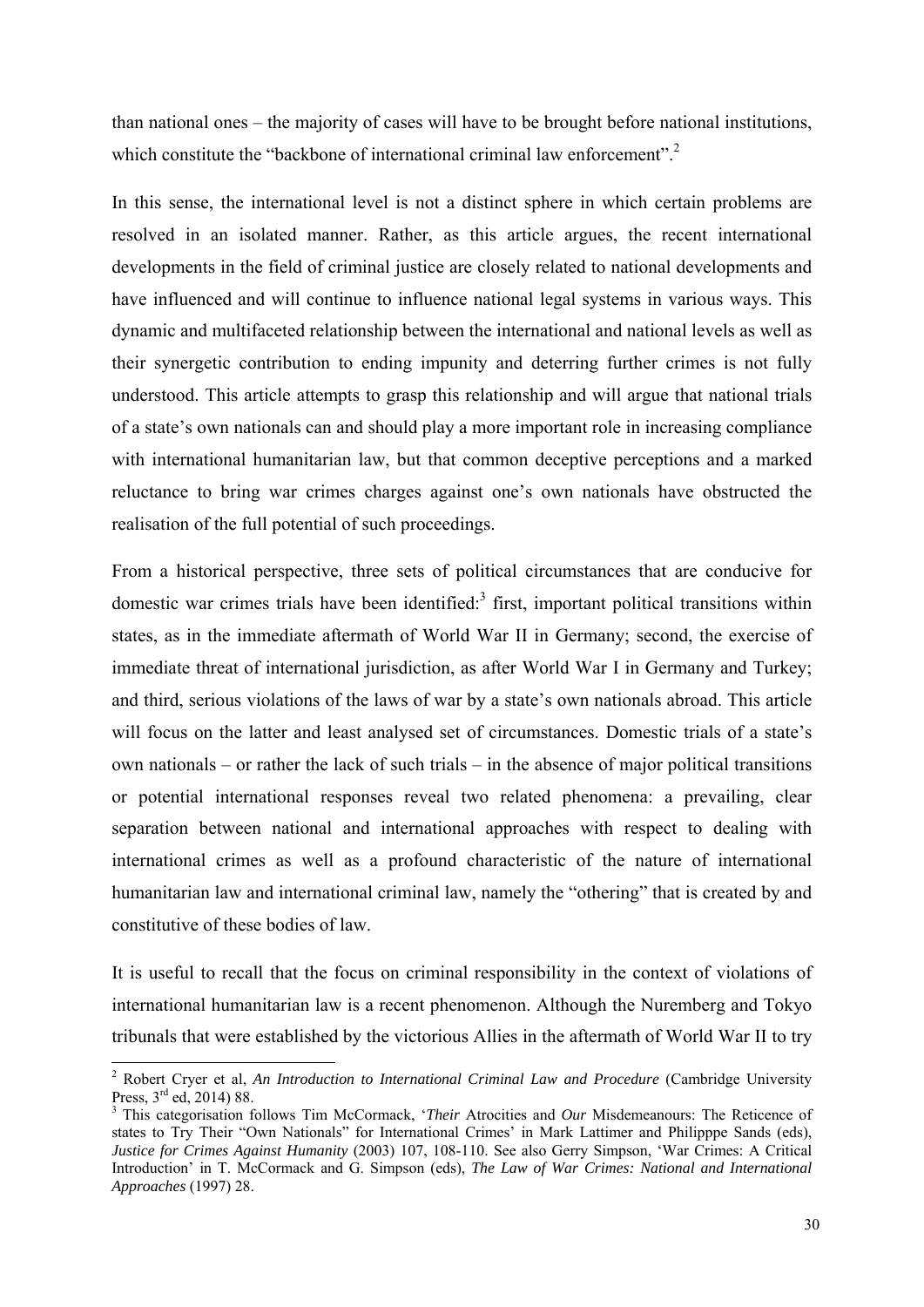than national ones – the majority of cases will have to be brought before national institutions, which constitute the "backbone of international criminal law enforcement".[2]

In this sense, the international level is not a distinct sphere in which certain problems are resolved in an isolated manner. Rather, as this article argues, the recent international developments in the field of criminal justice are closely related to national developments and have influenced and will continue to influence national legal systems in various ways. This dynamic and multifaceted relationship between the international and national levels as well as their synergetic contribution to ending impunity and deterring further crimes is not fully understood. This article attempts to grasp this relationship and will argue that national trials of a state's own nationals can and should play a more important role in increasing compliance with international humanitarian law, but that common deceptive perceptions and a marked reluctance to bring war crimes charges against one's own nationals have obstructed the realisation of the full potential of such proceedings.

From a historical perspective, three sets of political circumstances that are conducive for domestic war crimes trials have been identified:[3] first, important political transitions within states, as in the immediate aftermath of World War II in Germany; second, the exercise of immediate threat of international jurisdiction, as after World War I in Germany and Turkey; and third, serious violations of the laws of war by a state's own nationals abroad. This article will focus on the latter and least analysed set of circumstances. Domestic trials of a state's own nationals – or rather the lack of such trials – in the absence of major political transitions or potential international responses reveal two related phenomena: a prevailing, clear separation between national and international approaches with respect to dealing with international crimes as well as a profound characteristic of the nature of international humanitarian law and international criminal law, namely the "othering" that is created by and constitutive of these bodies of law.

It is useful to recall that the focus on criminal responsibility in the context of violations of international humanitarian law is a recent phenomenon. Although the Nuremberg and Tokyo tribunals that were established by the victorious Allies in the aftermath of World War II to try

---

[2] Robert Cryer et al, *An Introduction to International Criminal Law and Procedure* (Cambridge University Press, 3rd ed, 2014) 88.

[3] This categorisation follows Tim McCormack, '*Their* Atrocities and *Our* Misdemeanours: The Reticence of states to Try Their "Own Nationals" for International Crimes' in Mark Lattimer and Philipppe Sands (eds), *Justice for Crimes Against Humanity* (2003) 107, 108-110. See also Gerry Simpson, 'War Crimes: A Critical Introduction' in T. McCormack and G. Simpson (eds), *The Law of War Crimes: National and International Approaches* (1997) 28.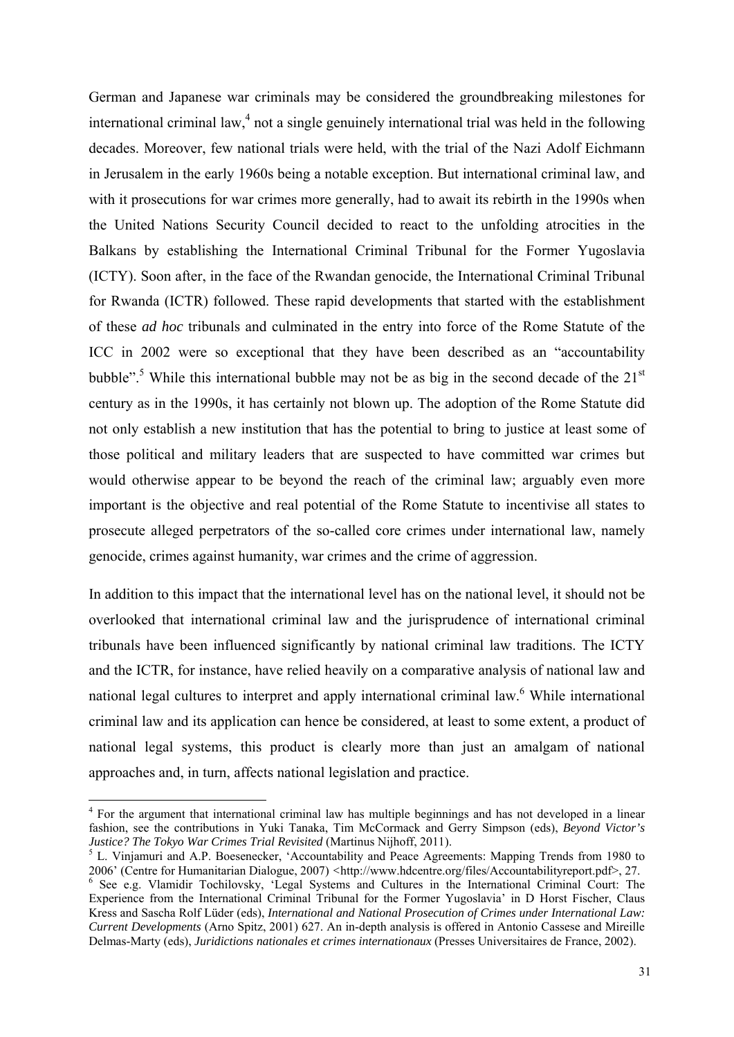German and Japanese war criminals may be considered the groundbreaking milestones for international criminal law,[4] not a single genuinely international trial was held in the following decades. Moreover, few national trials were held, with the trial of the Nazi Adolf Eichmann in Jerusalem in the early 1960s being a notable exception. But international criminal law, and with it prosecutions for war crimes more generally, had to await its rebirth in the 1990s when the United Nations Security Council decided to react to the unfolding atrocities in the Balkans by establishing the International Criminal Tribunal for the Former Yugoslavia (ICTY). Soon after, in the face of the Rwandan genocide, the International Criminal Tribunal for Rwanda (ICTR) followed. These rapid developments that started with the establishment of these *ad hoc* tribunals and culminated in the entry into force of the Rome Statute of the ICC in 2002 were so exceptional that they have been described as an "accountability bubble".[5] While this international bubble may not be as big in the second decade of the 21st century as in the 1990s, it has certainly not blown up. The adoption of the Rome Statute did not only establish a new institution that has the potential to bring to justice at least some of those political and military leaders that are suspected to have committed war crimes but would otherwise appear to be beyond the reach of the criminal law; arguably even more important is the objective and real potential of the Rome Statute to incentivise all states to prosecute alleged perpetrators of the so-called core crimes under international law, namely genocide, crimes against humanity, war crimes and the crime of aggression.

In addition to this impact that the international level has on the national level, it should not be overlooked that international criminal law and the jurisprudence of international criminal tribunals have been influenced significantly by national criminal law traditions. The ICTY and the ICTR, for instance, have relied heavily on a comparative analysis of national law and national legal cultures to interpret and apply international criminal law.[6] While international criminal law and its application can hence be considered, at least to some extent, a product of national legal systems, this product is clearly more than just an amalgam of national approaches and, in turn, affects national legislation and practice.

---

[4] For the argument that international criminal law has multiple beginnings and has not developed in a linear fashion, see the contributions in Yuki Tanaka, Tim McCormack and Gerry Simpson (eds), *Beyond Victor's Justice? The Tokyo War Crimes Trial Revisited* (Martinus Nijhoff, 2011).

[5] L. Vinjamuri and A.P. Boesenecker, 'Accountability and Peace Agreements: Mapping Trends from 1980 to 2006' (Centre for Humanitarian Dialogue, 2007) <http://www.hdcentre.org/files/Accountabilityreport.pdf>, 27.

[6] See e.g. Vlamidir Tochilovsky, 'Legal Systems and Cultures in the International Criminal Court: The Experience from the International Criminal Tribunal for the Former Yugoslavia' in D Horst Fischer, Claus Kress and Sascha Rolf Lüder (eds), *International and National Prosecution of Crimes under International Law: Current Developments* (Arno Spitz, 2001) 627. An in-depth analysis is offered in Antonio Cassese and Mireille Delmas-Marty (eds), *Juridictions nationales et crimes internationaux* (Presses Universitaires de France, 2002).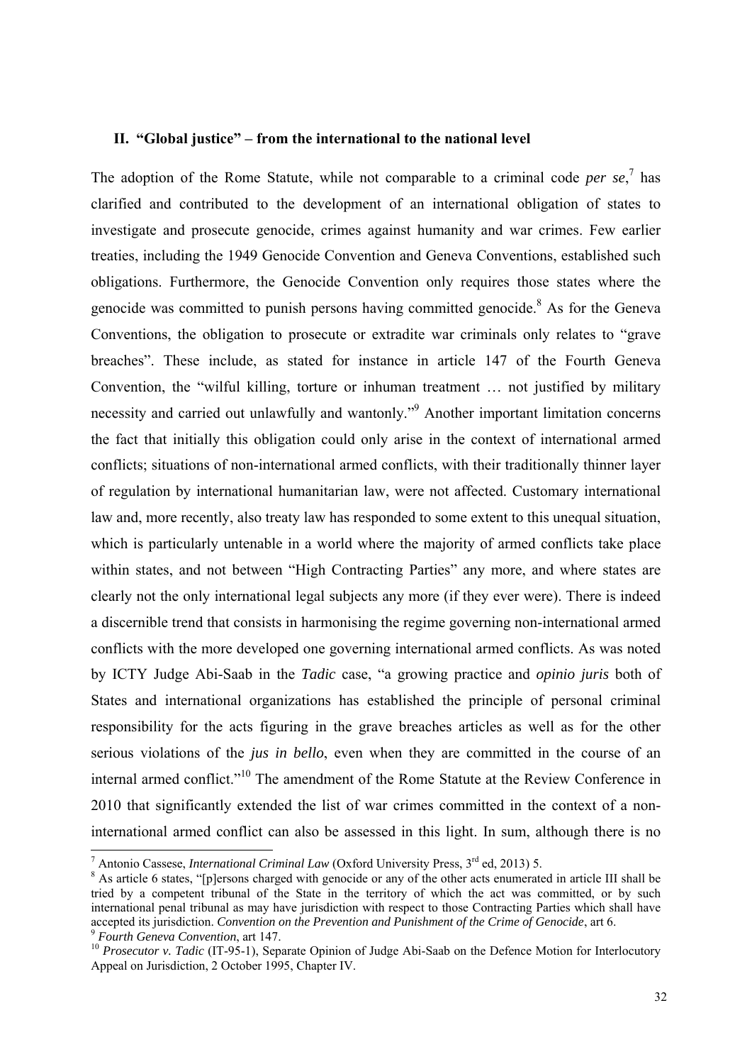## II. "Global justice" – from the international to the national level

The adoption of the Rome Statute, while not comparable to a criminal code *per se*,[7] has clarified and contributed to the development of an international obligation of states to investigate and prosecute genocide, crimes against humanity and war crimes. Few earlier treaties, including the 1949 Genocide Convention and Geneva Conventions, established such obligations. Furthermore, the Genocide Convention only requires those states where the genocide was committed to punish persons having committed genocide.[8] As for the Geneva Conventions, the obligation to prosecute or extradite war criminals only relates to "grave breaches". These include, as stated for instance in article 147 of the Fourth Geneva Convention, the "wilful killing, torture or inhuman treatment … not justified by military necessity and carried out unlawfully and wantonly."[9] Another important limitation concerns the fact that initially this obligation could only arise in the context of international armed conflicts; situations of non-international armed conflicts, with their traditionally thinner layer of regulation by international humanitarian law, were not affected. Customary international law and, more recently, also treaty law has responded to some extent to this unequal situation, which is particularly untenable in a world where the majority of armed conflicts take place within states, and not between "High Contracting Parties" any more, and where states are clearly not the only international legal subjects any more (if they ever were). There is indeed a discernible trend that consists in harmonising the regime governing non-international armed conflicts with the more developed one governing international armed conflicts. As was noted by ICTY Judge Abi-Saab in the *Tadic* case, "a growing practice and *opinio juris* both of States and international organizations has established the principle of personal criminal responsibility for the acts figuring in the grave breaches articles as well as for the other serious violations of the *jus in bello*, even when they are committed in the course of an internal armed conflict."[10] The amendment of the Rome Statute at the Review Conference in 2010 that significantly extended the list of war crimes committed in the context of a non-international armed conflict can also be assessed in this light. In sum, although there is no

---

[7] Antonio Cassese, *International Criminal Law* (Oxford University Press, 3rd ed, 2013) 5.

[8] As article 6 states, "[p]ersons charged with genocide or any of the other acts enumerated in article III shall be tried by a competent tribunal of the State in the territory of which the act was committed, or by such international penal tribunal as may have jurisdiction with respect to those Contracting Parties which shall have accepted its jurisdiction. *Convention on the Prevention and Punishment of the Crime of Genocide*, art 6.

[9] *Fourth Geneva Convention*, art 147.

[10] *Prosecutor v. Tadic* (IT-95-1), Separate Opinion of Judge Abi-Saab on the Defence Motion for Interlocutory Appeal on Jurisdiction, 2 October 1995, Chapter IV.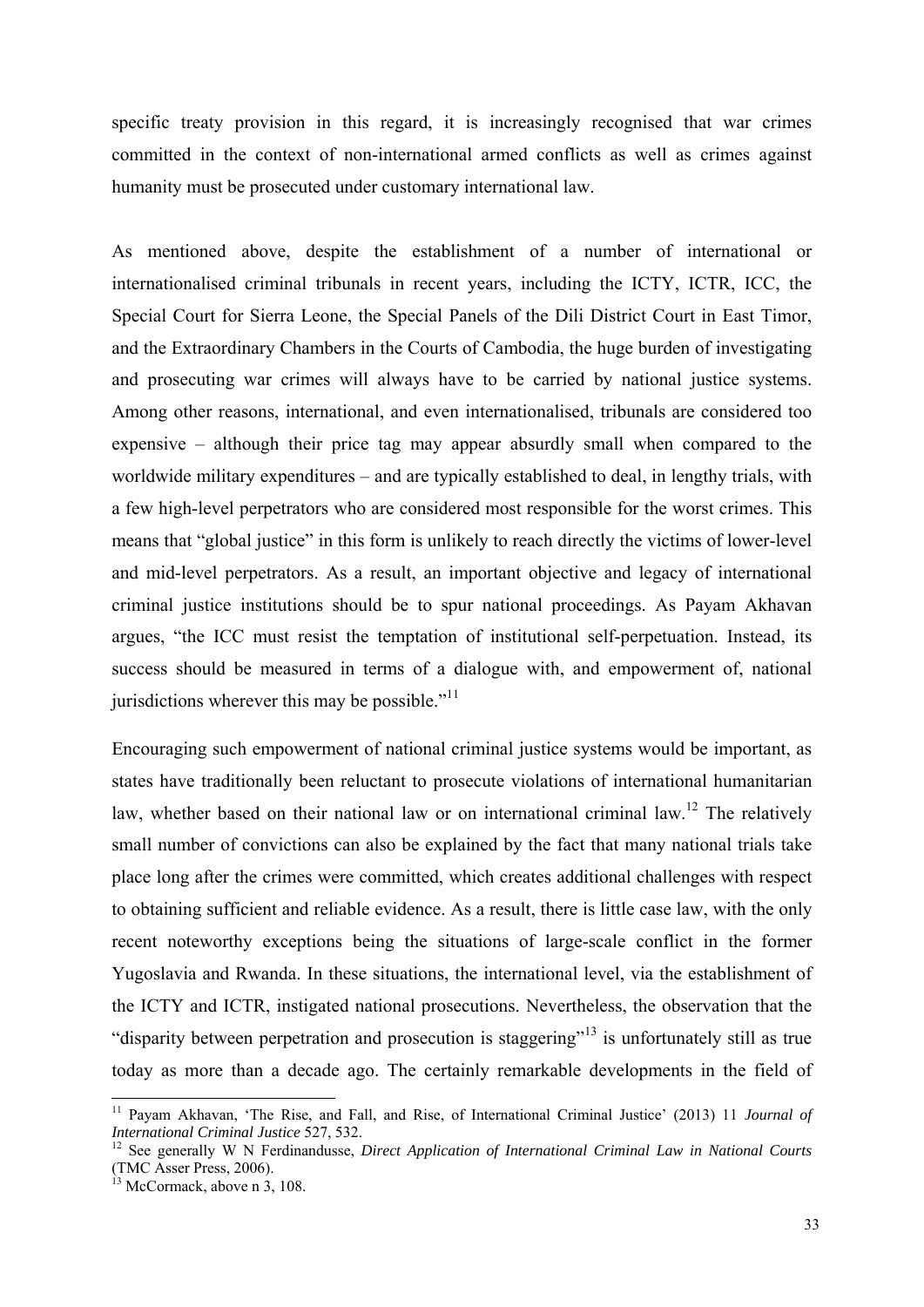specific treaty provision in this regard, it is increasingly recognised that war crimes committed in the context of non-international armed conflicts as well as crimes against humanity must be prosecuted under customary international law.

As mentioned above, despite the establishment of a number of international or internationalised criminal tribunals in recent years, including the ICTY, ICTR, ICC, the Special Court for Sierra Leone, the Special Panels of the Dili District Court in East Timor, and the Extraordinary Chambers in the Courts of Cambodia, the huge burden of investigating and prosecuting war crimes will always have to be carried by national justice systems. Among other reasons, international, and even internationalised, tribunals are considered too expensive – although their price tag may appear absurdly small when compared to the worldwide military expenditures – and are typically established to deal, in lengthy trials, with a few high-level perpetrators who are considered most responsible for the worst crimes. This means that "global justice" in this form is unlikely to reach directly the victims of lower-level and mid-level perpetrators. As a result, an important objective and legacy of international criminal justice institutions should be to spur national proceedings. As Payam Akhavan argues, "the ICC must resist the temptation of institutional self-perpetuation. Instead, its success should be measured in terms of a dialogue with, and empowerment of, national jurisdictions wherever this may be possible."[11]

Encouraging such empowerment of national criminal justice systems would be important, as states have traditionally been reluctant to prosecute violations of international humanitarian law, whether based on their national law or on international criminal law.[12] The relatively small number of convictions can also be explained by the fact that many national trials take place long after the crimes were committed, which creates additional challenges with respect to obtaining sufficient and reliable evidence. As a result, there is little case law, with the only recent noteworthy exceptions being the situations of large-scale conflict in the former Yugoslavia and Rwanda. In these situations, the international level, via the establishment of the ICTY and ICTR, instigated national prosecutions. Nevertheless, the observation that the "disparity between perpetration and prosecution is staggering"[13] is unfortunately still as true today as more than a decade ago. The certainly remarkable developments in the field of

[11] Payam Akhavan, 'The Rise, and Fall, and Rise, of International Criminal Justice' (2013) 11 *Journal of International Criminal Justice* 527, 532.

[12] See generally W N Ferdinandusse, *Direct Application of International Criminal Law in National Courts* (TMC Asser Press, 2006).

[13] McCormack, above n 3, 108.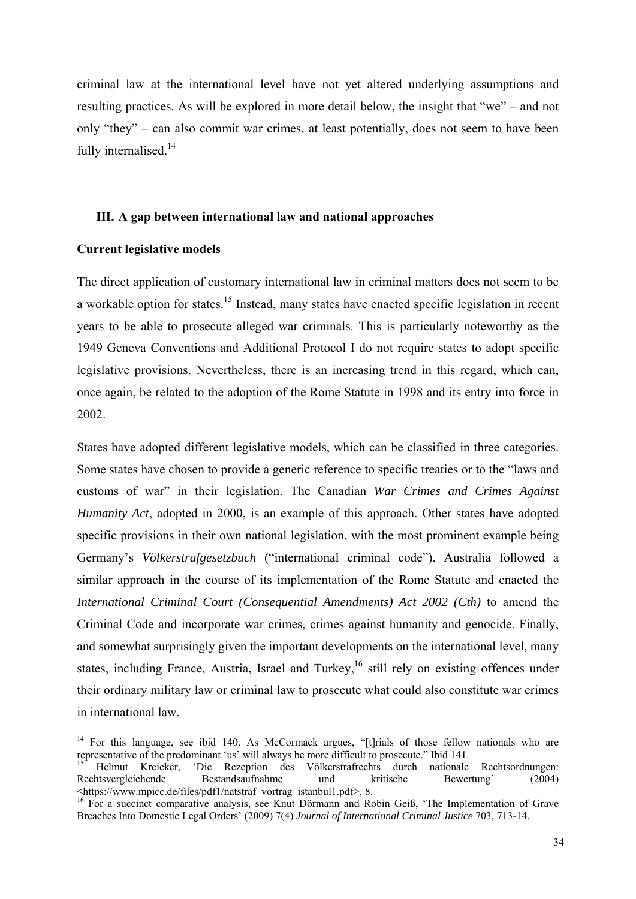criminal law at the international level have not yet altered underlying assumptions and resulting practices. As will be explored in more detail below, the insight that "we" – and not only "they" – can also commit war crimes, at least potentially, does not seem to have been fully internalised.[14]

## III. A gap between international law and national approaches

### Current legislative models

The direct application of customary international law in criminal matters does not seem to be a workable option for states.[15] Instead, many states have enacted specific legislation in recent years to be able to prosecute alleged war criminals. This is particularly noteworthy as the 1949 Geneva Conventions and Additional Protocol I do not require states to adopt specific legislative provisions. Nevertheless, there is an increasing trend in this regard, which can, once again, be related to the adoption of the Rome Statute in 1998 and its entry into force in 2002.

States have adopted different legislative models, which can be classified in three categories. Some states have chosen to provide a generic reference to specific treaties or to the "laws and customs of war" in their legislation. The Canadian *War Crimes and Crimes Against Humanity Act*, adopted in 2000, is an example of this approach. Other states have adopted specific provisions in their own national legislation, with the most prominent example being Germany's *Völkerstrafgesetzbuch* ("international criminal code"). Australia followed a similar approach in the course of its implementation of the Rome Statute and enacted the *International Criminal Court (Consequential Amendments) Act 2002 (Cth)* to amend the Criminal Code and incorporate war crimes, crimes against humanity and genocide. Finally, and somewhat surprisingly given the important developments on the international level, many states, including France, Austria, Israel and Turkey,[16] still rely on existing offences under their ordinary military law or criminal law to prosecute what could also constitute war crimes in international law.

---

[14] For this language, see ibid 140. As McCormack argues, "[t]rials of those fellow nationals who are representative of the predominant 'us' will always be more difficult to prosecute." Ibid 141.

[15] Helmut Kreicker, 'Die Rezeption des Völkerstrafrechts durch nationale Rechtsordnungen: Rechtsvergleichende Bestandsaufnahme und kritische Bewertung' (2004) <https://www.mpicc.de/files/pdf1/natstraf_vortrag_istanbul1.pdf>, 8.

[16] For a succinct comparative analysis, see Knut Dörmann and Robin Geiß, 'The Implementation of Grave Breaches Into Domestic Legal Orders' (2009) 7(4) *Journal of International Criminal Justice* 703, 713-14.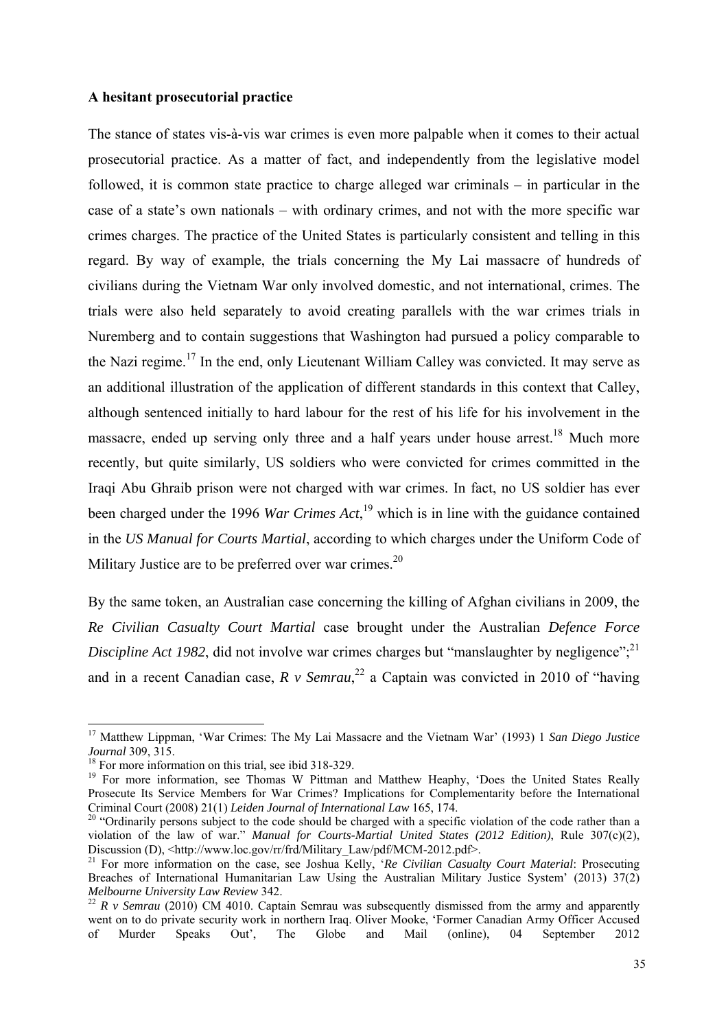**A hesitant prosecutorial practice**

The stance of states vis-à-vis war crimes is even more palpable when it comes to their actual prosecutorial practice. As a matter of fact, and independently from the legislative model followed, it is common state practice to charge alleged war criminals – in particular in the case of a state's own nationals – with ordinary crimes, and not with the more specific war crimes charges. The practice of the United States is particularly consistent and telling in this regard. By way of example, the trials concerning the My Lai massacre of hundreds of civilians during the Vietnam War only involved domestic, and not international, crimes. The trials were also held separately to avoid creating parallels with the war crimes trials in Nuremberg and to contain suggestions that Washington had pursued a policy comparable to the Nazi regime.[17] In the end, only Lieutenant William Calley was convicted. It may serve as an additional illustration of the application of different standards in this context that Calley, although sentenced initially to hard labour for the rest of his life for his involvement in the massacre, ended up serving only three and a half years under house arrest.[18] Much more recently, but quite similarly, US soldiers who were convicted for crimes committed in the Iraqi Abu Ghraib prison were not charged with war crimes. In fact, no US soldier has ever been charged under the 1996 *War Crimes Act*,[19] which is in line with the guidance contained in the *US Manual for Courts Martial*, according to which charges under the Uniform Code of Military Justice are to be preferred over war crimes.[20]

By the same token, an Australian case concerning the killing of Afghan civilians in 2009, the *Re Civilian Casualty Court Martial* case brought under the Australian *Defence Force Discipline Act 1982*, did not involve war crimes charges but "manslaughter by negligence";[21] and in a recent Canadian case, *R v Semrau*,[22] a Captain was convicted in 2010 of "having

---

[17] Matthew Lippman, 'War Crimes: The My Lai Massacre and the Vietnam War' (1993) 1 *San Diego Justice Journal* 309, 315.

[18] For more information on this trial, see ibid 318-329.

[19] For more information, see Thomas W Pittman and Matthew Heaphy, 'Does the United States Really Prosecute Its Service Members for War Crimes? Implications for Complementarity before the International Criminal Court (2008) 21(1) *Leiden Journal of International Law* 165, 174.

[20] "Ordinarily persons subject to the code should be charged with a specific violation of the code rather than a violation of the law of war." *Manual for Courts-Martial United States (2012 Edition)*, Rule 307(c)(2), Discussion (D), <http://www.loc.gov/rr/frd/Military_Law/pdf/MCM-2012.pdf>.

[21] For more information on the case, see Joshua Kelly, '*Re Civilian Casualty Court Material*: Prosecuting Breaches of International Humanitarian Law Using the Australian Military Justice System' (2013) 37(2) *Melbourne University Law Review* 342.

[22] *R v Semrau* (2010) CM 4010. Captain Semrau was subsequently dismissed from the army and apparently went on to do private security work in northern Iraq. Oliver Mooke, 'Former Canadian Army Officer Accused of Murder Speaks Out', The Globe and Mail (online), 04 September 2012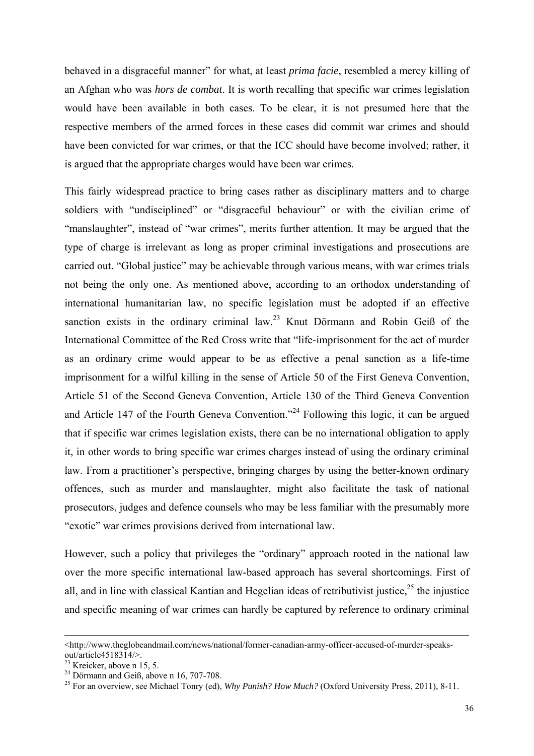behaved in a disgraceful manner" for what, at least *prima facie*, resembled a mercy killing of an Afghan who was *hors de combat*. It is worth recalling that specific war crimes legislation would have been available in both cases. To be clear, it is not presumed here that the respective members of the armed forces in these cases did commit war crimes and should have been convicted for war crimes, or that the ICC should have become involved; rather, it is argued that the appropriate charges would have been war crimes.

This fairly widespread practice to bring cases rather as disciplinary matters and to charge soldiers with "undisciplined" or "disgraceful behaviour" or with the civilian crime of "manslaughter", instead of "war crimes", merits further attention. It may be argued that the type of charge is irrelevant as long as proper criminal investigations and prosecutions are carried out. "Global justice" may be achievable through various means, with war crimes trials not being the only one. As mentioned above, according to an orthodox understanding of international humanitarian law, no specific legislation must be adopted if an effective sanction exists in the ordinary criminal law.[23] Knut Dörmann and Robin Geiß of the International Committee of the Red Cross write that "life-imprisonment for the act of murder as an ordinary crime would appear to be as effective a penal sanction as a life-time imprisonment for a wilful killing in the sense of Article 50 of the First Geneva Convention, Article 51 of the Second Geneva Convention, Article 130 of the Third Geneva Convention and Article 147 of the Fourth Geneva Convention."[24] Following this logic, it can be argued that if specific war crimes legislation exists, there can be no international obligation to apply it, in other words to bring specific war crimes charges instead of using the ordinary criminal law. From a practitioner's perspective, bringing charges by using the better-known ordinary offences, such as murder and manslaughter, might also facilitate the task of national prosecutors, judges and defence counsels who may be less familiar with the presumably more "exotic" war crimes provisions derived from international law.

However, such a policy that privileges the "ordinary" approach rooted in the national law over the more specific international law-based approach has several shortcomings. First of all, and in line with classical Kantian and Hegelian ideas of retributivist justice,[25] the injustice and specific meaning of war crimes can hardly be captured by reference to ordinary criminal

---

<http://www.theglobeandmail.com/news/national/former-canadian-army-officer-accused-of-murder-speaks-out/article4518314/>.

[23] Kreicker, above n 15, 5.

[24] Dörmann and Geiß, above n 16, 707-708.

[25] For an overview, see Michael Tonry (ed), *Why Punish? How Much?* (Oxford University Press, 2011), 8-11.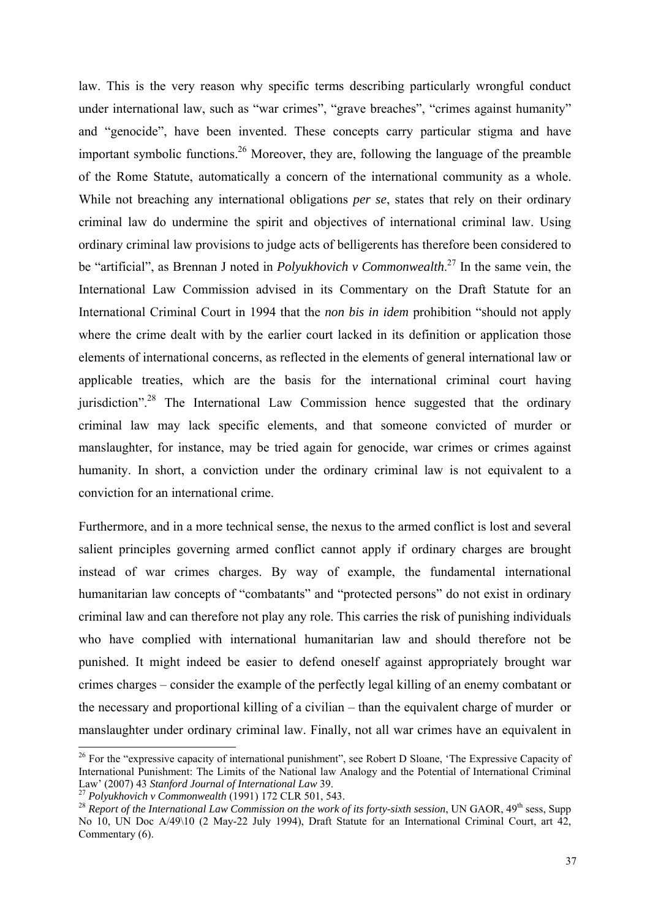law. This is the very reason why specific terms describing particularly wrongful conduct under international law, such as "war crimes", "grave breaches", "crimes against humanity" and "genocide", have been invented. These concepts carry particular stigma and have important symbolic functions.[26] Moreover, they are, following the language of the preamble of the Rome Statute, automatically a concern of the international community as a whole. While not breaching any international obligations *per se*, states that rely on their ordinary criminal law do undermine the spirit and objectives of international criminal law. Using ordinary criminal law provisions to judge acts of belligerents has therefore been considered to be "artificial", as Brennan J noted in *Polyukhovich v Commonwealth*.[27] In the same vein, the International Law Commission advised in its Commentary on the Draft Statute for an International Criminal Court in 1994 that the *non bis in idem* prohibition "should not apply where the crime dealt with by the earlier court lacked in its definition or application those elements of international concerns, as reflected in the elements of general international law or applicable treaties, which are the basis for the international criminal court having jurisdiction".[28] The International Law Commission hence suggested that the ordinary criminal law may lack specific elements, and that someone convicted of murder or manslaughter, for instance, may be tried again for genocide, war crimes or crimes against humanity. In short, a conviction under the ordinary criminal law is not equivalent to a conviction for an international crime.

Furthermore, and in a more technical sense, the nexus to the armed conflict is lost and several salient principles governing armed conflict cannot apply if ordinary charges are brought instead of war crimes charges. By way of example, the fundamental international humanitarian law concepts of "combatants" and "protected persons" do not exist in ordinary criminal law and can therefore not play any role. This carries the risk of punishing individuals who have complied with international humanitarian law and should therefore not be punished. It might indeed be easier to defend oneself against appropriately brought war crimes charges – consider the example of the perfectly legal killing of an enemy combatant or the necessary and proportional killing of a civilian – than the equivalent charge of murder or manslaughter under ordinary criminal law. Finally, not all war crimes have an equivalent in

---

[26] For the "expressive capacity of international punishment", see Robert D Sloane, 'The Expressive Capacity of International Punishment: The Limits of the National law Analogy and the Potential of International Criminal Law' (2007) 43 *Stanford Journal of International Law* 39.

[27] *Polyukhovich v Commonwealth* (1991) 172 CLR 501, 543.

[28] *Report of the International Law Commission on the work of its forty-sixth session*, UN GAOR, 49th sess, Supp No 10, UN Doc A/49\10 (2 May-22 July 1994), Draft Statute for an International Criminal Court, art 42, Commentary (6).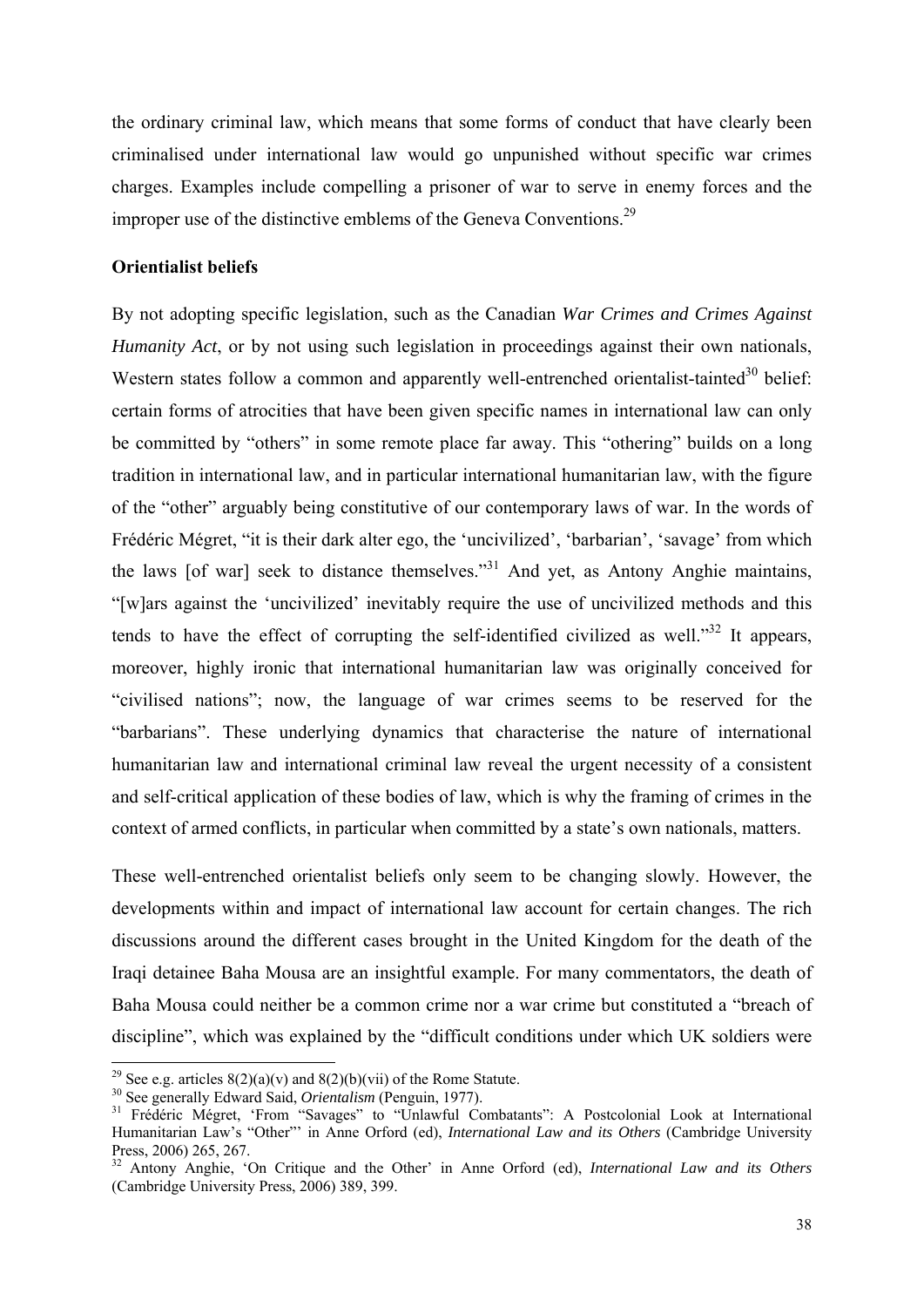the ordinary criminal law, which means that some forms of conduct that have clearly been criminalised under international law would go unpunished without specific war crimes charges. Examples include compelling a prisoner of war to serve in enemy forces and the improper use of the distinctive emblems of the Geneva Conventions.[29]

**Orientialist beliefs**

By not adopting specific legislation, such as the Canadian *War Crimes and Crimes Against Humanity Act*, or by not using such legislation in proceedings against their own nationals, Western states follow a common and apparently well-entrenched orientalist-tainted[30] belief: certain forms of atrocities that have been given specific names in international law can only be committed by "others" in some remote place far away. This "othering" builds on a long tradition in international law, and in particular international humanitarian law, with the figure of the "other" arguably being constitutive of our contemporary laws of war. In the words of Frédéric Mégret, "it is their dark alter ego, the 'uncivilized', 'barbarian', 'savage' from which the laws [of war] seek to distance themselves."[31] And yet, as Antony Anghie maintains, "[w]ars against the 'uncivilized' inevitably require the use of uncivilized methods and this tends to have the effect of corrupting the self-identified civilized as well."[32] It appears, moreover, highly ironic that international humanitarian law was originally conceived for "civilised nations"; now, the language of war crimes seems to be reserved for the "barbarians". These underlying dynamics that characterise the nature of international humanitarian law and international criminal law reveal the urgent necessity of a consistent and self-critical application of these bodies of law, which is why the framing of crimes in the context of armed conflicts, in particular when committed by a state's own nationals, matters.

These well-entrenched orientalist beliefs only seem to be changing slowly. However, the developments within and impact of international law account for certain changes. The rich discussions around the different cases brought in the United Kingdom for the death of the Iraqi detainee Baha Mousa are an insightful example. For many commentators, the death of Baha Mousa could neither be a common crime nor a war crime but constituted a "breach of discipline", which was explained by the "difficult conditions under which UK soldiers were

---

[29] See e.g. articles 8(2)(a)(v) and 8(2)(b)(vii) of the Rome Statute.

[30] See generally Edward Said, *Orientalism* (Penguin, 1977).

[31] Frédéric Mégret, 'From "Savages" to "Unlawful Combatants": A Postcolonial Look at International Humanitarian Law's "Other"' in Anne Orford (ed), *International Law and its Others* (Cambridge University Press, 2006) 265, 267.

[32] Antony Anghie, 'On Critique and the Other' in Anne Orford (ed), *International Law and its Others* (Cambridge University Press, 2006) 389, 399.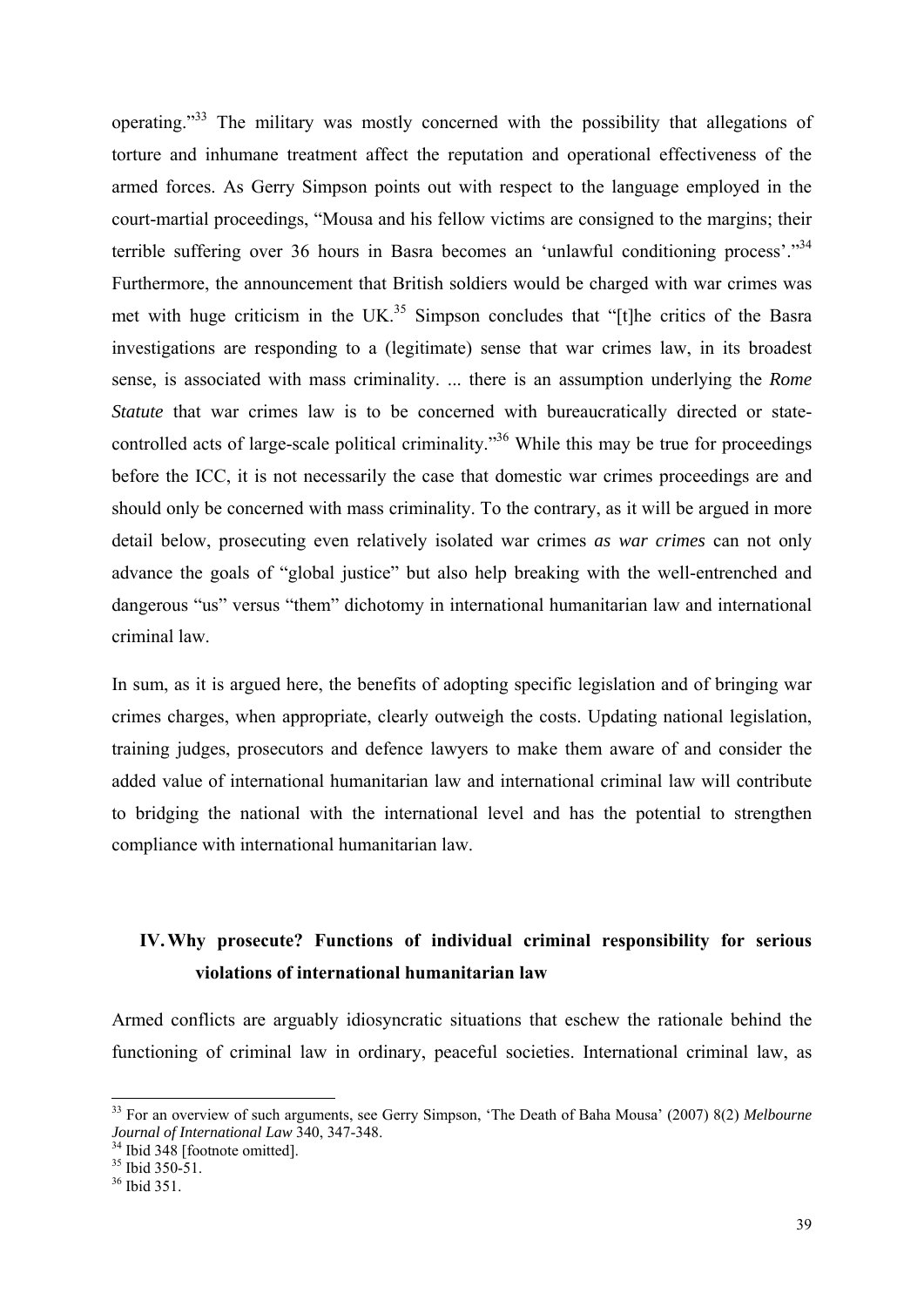operating."[33] The military was mostly concerned with the possibility that allegations of torture and inhumane treatment affect the reputation and operational effectiveness of the armed forces. As Gerry Simpson points out with respect to the language employed in the court-martial proceedings, "Mousa and his fellow victims are consigned to the margins; their terrible suffering over 36 hours in Basra becomes an 'unlawful conditioning process'."[34] Furthermore, the announcement that British soldiers would be charged with war crimes was met with huge criticism in the UK.[35] Simpson concludes that "[t]he critics of the Basra investigations are responding to a (legitimate) sense that war crimes law, in its broadest sense, is associated with mass criminality. ... there is an assumption underlying the *Rome Statute* that war crimes law is to be concerned with bureaucratically directed or state-controlled acts of large-scale political criminality."[36] While this may be true for proceedings before the ICC, it is not necessarily the case that domestic war crimes proceedings are and should only be concerned with mass criminality. To the contrary, as it will be argued in more detail below, prosecuting even relatively isolated war crimes *as war crimes* can not only advance the goals of "global justice" but also help breaking with the well-entrenched and dangerous "us" versus "them" dichotomy in international humanitarian law and international criminal law.

In sum, as it is argued here, the benefits of adopting specific legislation and of bringing war crimes charges, when appropriate, clearly outweigh the costs. Updating national legislation, training judges, prosecutors and defence lawyers to make them aware of and consider the added value of international humanitarian law and international criminal law will contribute to bridging the national with the international level and has the potential to strengthen compliance with international humanitarian law.

## IV. Why prosecute? Functions of individual criminal responsibility for serious violations of international humanitarian law

Armed conflicts are arguably idiosyncratic situations that eschew the rationale behind the functioning of criminal law in ordinary, peaceful societies. International criminal law, as

---

[33] For an overview of such arguments, see Gerry Simpson, 'The Death of Baha Mousa' (2007) 8(2) *Melbourne Journal of International Law* 340, 347-348.

[34] Ibid 348 [footnote omitted].

[35] Ibid 350-51.

[36] Ibid 351.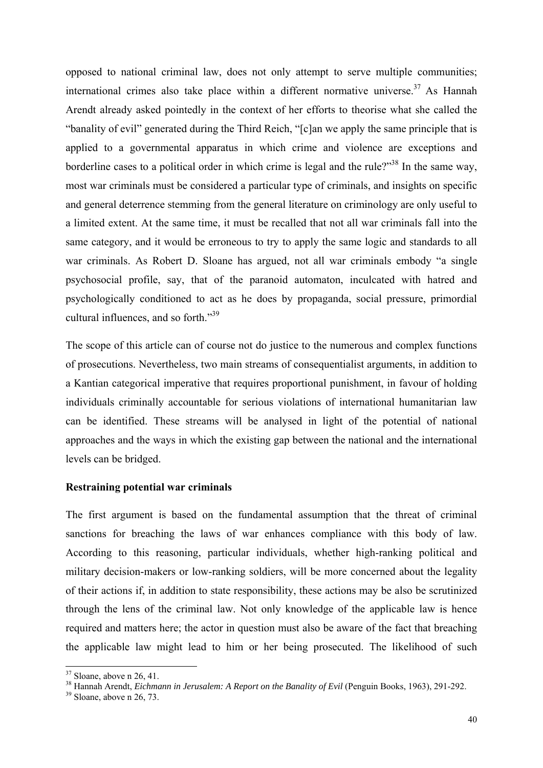opposed to national criminal law, does not only attempt to serve multiple communities; international crimes also take place within a different normative universe.[37] As Hannah Arendt already asked pointedly in the context of her efforts to theorise what she called the "banality of evil" generated during the Third Reich, "[c]an we apply the same principle that is applied to a governmental apparatus in which crime and violence are exceptions and borderline cases to a political order in which crime is legal and the rule?"[38] In the same way, most war criminals must be considered a particular type of criminals, and insights on specific and general deterrence stemming from the general literature on criminology are only useful to a limited extent. At the same time, it must be recalled that not all war criminals fall into the same category, and it would be erroneous to try to apply the same logic and standards to all war criminals. As Robert D. Sloane has argued, not all war criminals embody "a single psychosocial profile, say, that of the paranoid automaton, inculcated with hatred and psychologically conditioned to act as he does by propaganda, social pressure, primordial cultural influences, and so forth."[39]

The scope of this article can of course not do justice to the numerous and complex functions of prosecutions. Nevertheless, two main streams of consequentialist arguments, in addition to a Kantian categorical imperative that requires proportional punishment, in favour of holding individuals criminally accountable for serious violations of international humanitarian law can be identified. These streams will be analysed in light of the potential of national approaches and the ways in which the existing gap between the national and the international levels can be bridged.

**Restraining potential war criminals**

The first argument is based on the fundamental assumption that the threat of criminal sanctions for breaching the laws of war enhances compliance with this body of law. According to this reasoning, particular individuals, whether high-ranking political and military decision-makers or low-ranking soldiers, will be more concerned about the legality of their actions if, in addition to state responsibility, these actions may be also be scrutinized through the lens of the criminal law. Not only knowledge of the applicable law is hence required and matters here; the actor in question must also be aware of the fact that breaching the applicable law might lead to him or her being prosecuted. The likelihood of such

[37] Sloane, above n 26, 41.

[38] Hannah Arendt, *Eichmann in Jerusalem: A Report on the Banality of Evil* (Penguin Books, 1963), 291-292.

[39] Sloane, above n 26, 73.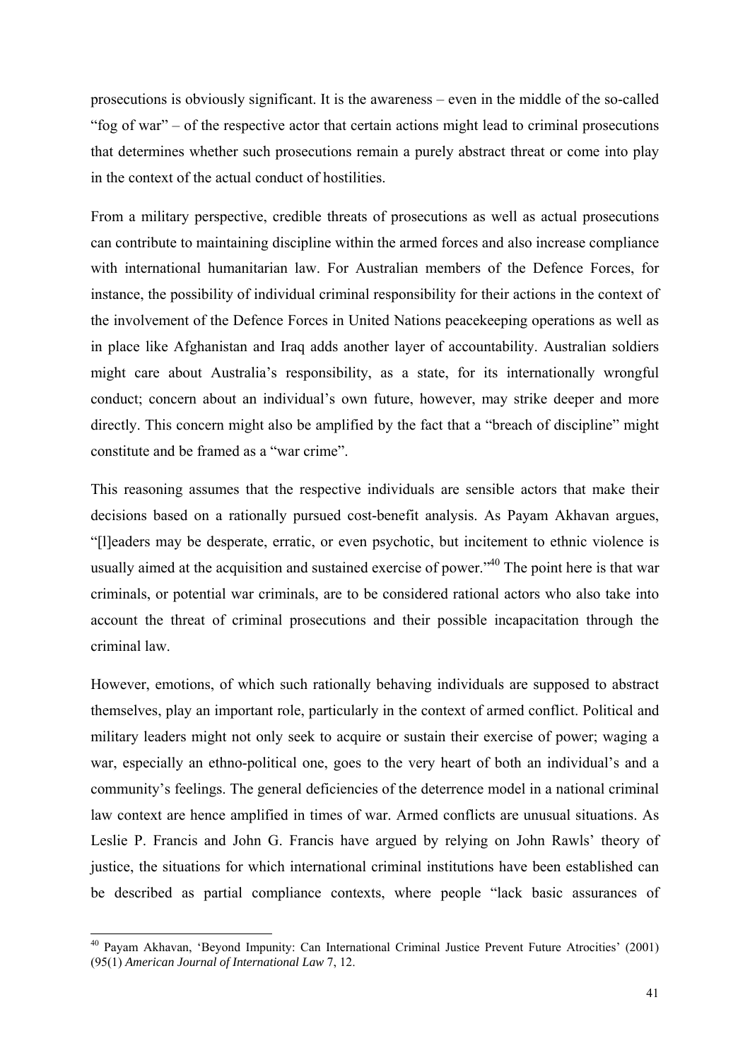prosecutions is obviously significant. It is the awareness – even in the middle of the so-called "fog of war" – of the respective actor that certain actions might lead to criminal prosecutions that determines whether such prosecutions remain a purely abstract threat or come into play in the context of the actual conduct of hostilities.

From a military perspective, credible threats of prosecutions as well as actual prosecutions can contribute to maintaining discipline within the armed forces and also increase compliance with international humanitarian law. For Australian members of the Defence Forces, for instance, the possibility of individual criminal responsibility for their actions in the context of the involvement of the Defence Forces in United Nations peacekeeping operations as well as in place like Afghanistan and Iraq adds another layer of accountability. Australian soldiers might care about Australia's responsibility, as a state, for its internationally wrongful conduct; concern about an individual's own future, however, may strike deeper and more directly. This concern might also be amplified by the fact that a "breach of discipline" might constitute and be framed as a "war crime".

This reasoning assumes that the respective individuals are sensible actors that make their decisions based on a rationally pursued cost-benefit analysis. As Payam Akhavan argues, "[l]eaders may be desperate, erratic, or even psychotic, but incitement to ethnic violence is usually aimed at the acquisition and sustained exercise of power."[40] The point here is that war criminals, or potential war criminals, are to be considered rational actors who also take into account the threat of criminal prosecutions and their possible incapacitation through the criminal law.

However, emotions, of which such rationally behaving individuals are supposed to abstract themselves, play an important role, particularly in the context of armed conflict. Political and military leaders might not only seek to acquire or sustain their exercise of power; waging a war, especially an ethno-political one, goes to the very heart of both an individual's and a community's feelings. The general deficiencies of the deterrence model in a national criminal law context are hence amplified in times of war. Armed conflicts are unusual situations. As Leslie P. Francis and John G. Francis have argued by relying on John Rawls' theory of justice, the situations for which international criminal institutions have been established can be described as partial compliance contexts, where people "lack basic assurances of

---

[40] Payam Akhavan, 'Beyond Impunity: Can International Criminal Justice Prevent Future Atrocities' (2001) (95(1) *American Journal of International Law* 7, 12.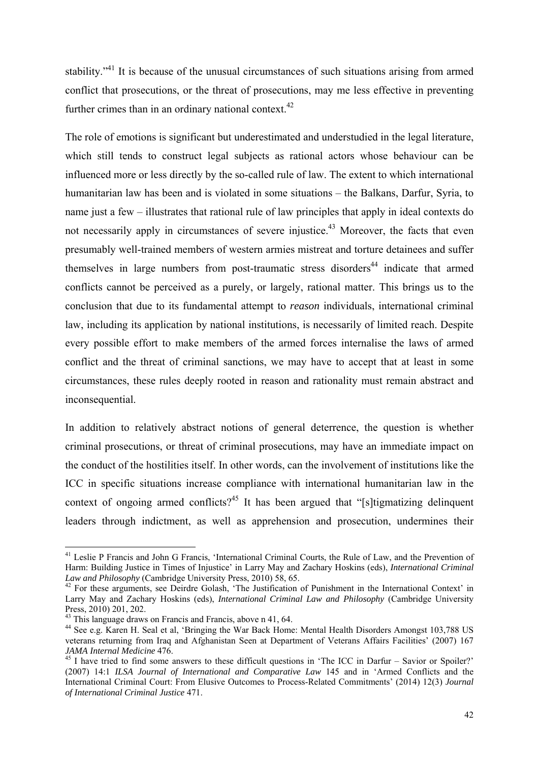stability."[41] It is because of the unusual circumstances of such situations arising from armed conflict that prosecutions, or the threat of prosecutions, may me less effective in preventing further crimes than in an ordinary national context.[42]

The role of emotions is significant but underestimated and understudied in the legal literature, which still tends to construct legal subjects as rational actors whose behaviour can be influenced more or less directly by the so-called rule of law. The extent to which international humanitarian law has been and is violated in some situations – the Balkans, Darfur, Syria, to name just a few – illustrates that rational rule of law principles that apply in ideal contexts do not necessarily apply in circumstances of severe injustice.[43] Moreover, the facts that even presumably well-trained members of western armies mistreat and torture detainees and suffer themselves in large numbers from post-traumatic stress disorders[44] indicate that armed conflicts cannot be perceived as a purely, or largely, rational matter. This brings us to the conclusion that due to its fundamental attempt to *reason* individuals, international criminal law, including its application by national institutions, is necessarily of limited reach. Despite every possible effort to make members of the armed forces internalise the laws of armed conflict and the threat of criminal sanctions, we may have to accept that at least in some circumstances, these rules deeply rooted in reason and rationality must remain abstract and inconsequential.

In addition to relatively abstract notions of general deterrence, the question is whether criminal prosecutions, or threat of criminal prosecutions, may have an immediate impact on the conduct of the hostilities itself. In other words, can the involvement of institutions like the ICC in specific situations increase compliance with international humanitarian law in the context of ongoing armed conflicts?[45] It has been argued that "[s]tigmatizing delinquent leaders through indictment, as well as apprehension and prosecution, undermines their

---

[41] Leslie P Francis and John G Francis, 'International Criminal Courts, the Rule of Law, and the Prevention of Harm: Building Justice in Times of Injustice' in Larry May and Zachary Hoskins (eds), *International Criminal Law and Philosophy* (Cambridge University Press, 2010) 58, 65.

[42] For these arguments, see Deirdre Golash, 'The Justification of Punishment in the International Context' in Larry May and Zachary Hoskins (eds), *International Criminal Law and Philosophy* (Cambridge University Press, 2010) 201, 202.

[43] This language draws on Francis and Francis, above n 41, 64.

[44] See e.g. Karen H. Seal et al, 'Bringing the War Back Home: Mental Health Disorders Amongst 103,788 US veterans returning from Iraq and Afghanistan Seen at Department of Veterans Affairs Facilities' (2007) 167 *JAMA Internal Medicine* 476.

[45] I have tried to find some answers to these difficult questions in 'The ICC in Darfur – Savior or Spoiler?' (2007) 14:1 *ILSA Journal of International and Comparative Law* 145 and in 'Armed Conflicts and the International Criminal Court: From Elusive Outcomes to Process-Related Commitments' (2014) 12(3) *Journal of International Criminal Justice* 471.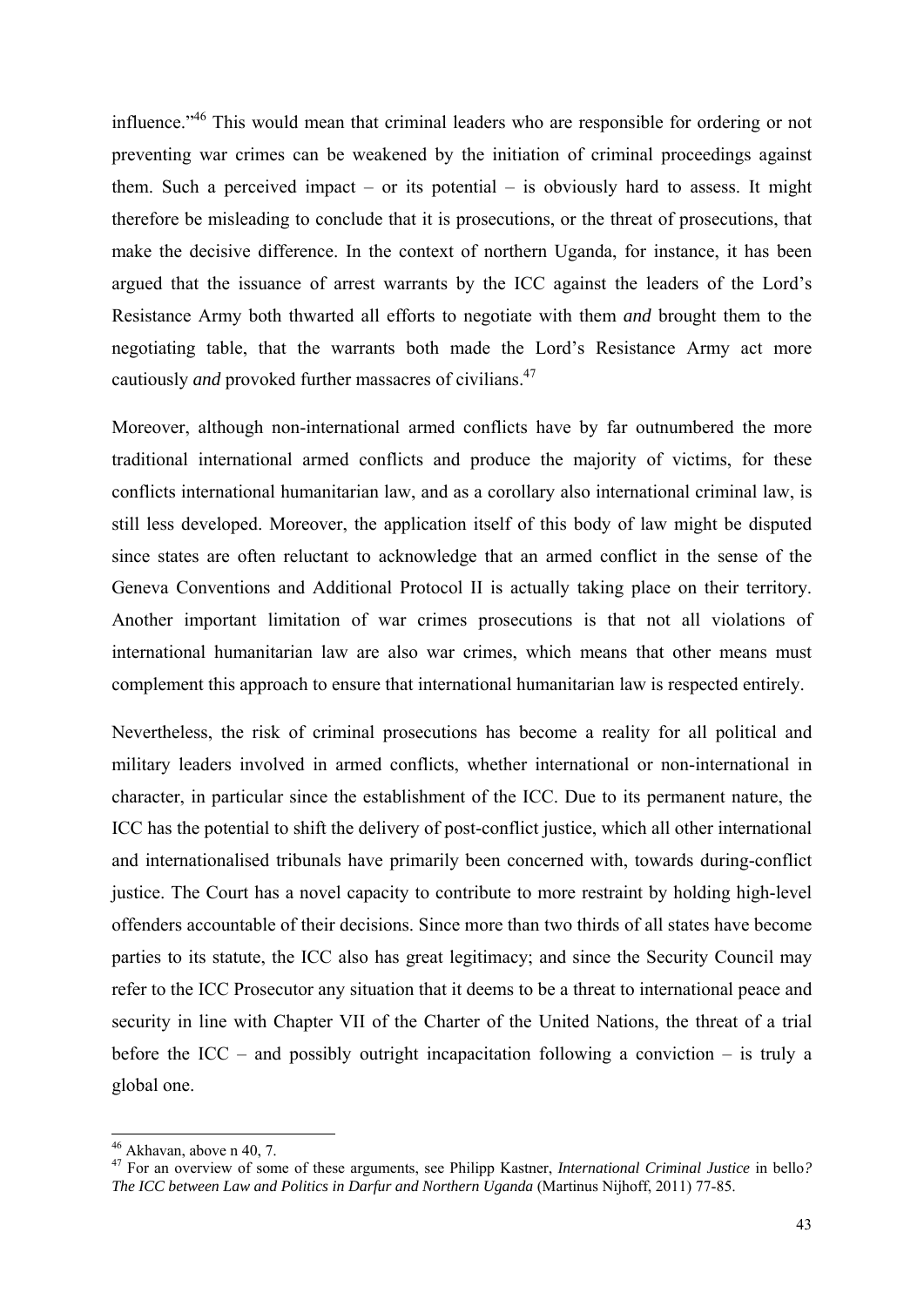influence."[46] This would mean that criminal leaders who are responsible for ordering or not preventing war crimes can be weakened by the initiation of criminal proceedings against them. Such a perceived impact – or its potential – is obviously hard to assess. It might therefore be misleading to conclude that it is prosecutions, or the threat of prosecutions, that make the decisive difference. In the context of northern Uganda, for instance, it has been argued that the issuance of arrest warrants by the ICC against the leaders of the Lord's Resistance Army both thwarted all efforts to negotiate with them *and* brought them to the negotiating table, that the warrants both made the Lord's Resistance Army act more cautiously *and* provoked further massacres of civilians.[47]

Moreover, although non-international armed conflicts have by far outnumbered the more traditional international armed conflicts and produce the majority of victims, for these conflicts international humanitarian law, and as a corollary also international criminal law, is still less developed. Moreover, the application itself of this body of law might be disputed since states are often reluctant to acknowledge that an armed conflict in the sense of the Geneva Conventions and Additional Protocol II is actually taking place on their territory. Another important limitation of war crimes prosecutions is that not all violations of international humanitarian law are also war crimes, which means that other means must complement this approach to ensure that international humanitarian law is respected entirely.

Nevertheless, the risk of criminal prosecutions has become a reality for all political and military leaders involved in armed conflicts, whether international or non-international in character, in particular since the establishment of the ICC. Due to its permanent nature, the ICC has the potential to shift the delivery of post-conflict justice, which all other international and internationalised tribunals have primarily been concerned with, towards during-conflict justice. The Court has a novel capacity to contribute to more restraint by holding high-level offenders accountable of their decisions. Since more than two thirds of all states have become parties to its statute, the ICC also has great legitimacy; and since the Security Council may refer to the ICC Prosecutor any situation that it deems to be a threat to international peace and security in line with Chapter VII of the Charter of the United Nations, the threat of a trial before the ICC – and possibly outright incapacitation following a conviction – is truly a global one.

---

[46] Akhavan, above n 40, 7.

[47] For an overview of some of these arguments, see Philipp Kastner, *International Criminal Justice* in bello*? The ICC between Law and Politics in Darfur and Northern Uganda* (Martinus Nijhoff, 2011) 77-85.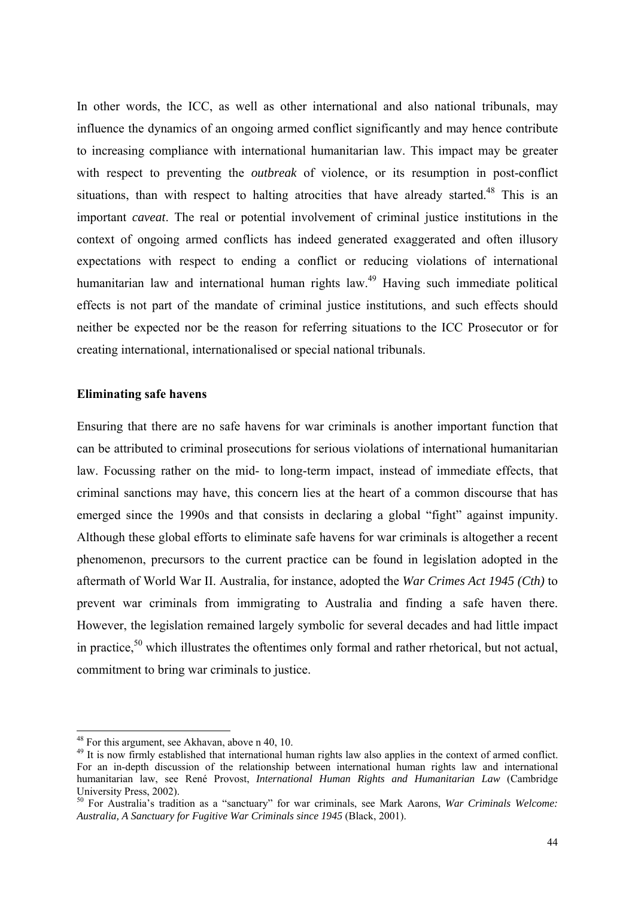In other words, the ICC, as well as other international and also national tribunals, may influence the dynamics of an ongoing armed conflict significantly and may hence contribute to increasing compliance with international humanitarian law. This impact may be greater with respect to preventing the *outbreak* of violence, or its resumption in post-conflict situations, than with respect to halting atrocities that have already started.[48] This is an important *caveat*. The real or potential involvement of criminal justice institutions in the context of ongoing armed conflicts has indeed generated exaggerated and often illusory expectations with respect to ending a conflict or reducing violations of international humanitarian law and international human rights law.[49] Having such immediate political effects is not part of the mandate of criminal justice institutions, and such effects should neither be expected nor be the reason for referring situations to the ICC Prosecutor or for creating international, internationalised or special national tribunals.

**Eliminating safe havens**

Ensuring that there are no safe havens for war criminals is another important function that can be attributed to criminal prosecutions for serious violations of international humanitarian law. Focussing rather on the mid- to long-term impact, instead of immediate effects, that criminal sanctions may have, this concern lies at the heart of a common discourse that has emerged since the 1990s and that consists in declaring a global "fight" against impunity. Although these global efforts to eliminate safe havens for war criminals is altogether a recent phenomenon, precursors to the current practice can be found in legislation adopted in the aftermath of World War II. Australia, for instance, adopted the *War Crimes Act 1945 (Cth)* to prevent war criminals from immigrating to Australia and finding a safe haven there. However, the legislation remained largely symbolic for several decades and had little impact in practice,[50] which illustrates the oftentimes only formal and rather rhetorical, but not actual, commitment to bring war criminals to justice.

---

[48] For this argument, see Akhavan, above n 40, 10.

[49] It is now firmly established that international human rights law also applies in the context of armed conflict. For an in-depth discussion of the relationship between international human rights law and international humanitarian law, see René Provost, *International Human Rights and Humanitarian Law* (Cambridge University Press, 2002).

[50] For Australia's tradition as a "sanctuary" for war criminals, see Mark Aarons, *War Criminals Welcome: Australia, A Sanctuary for Fugitive War Criminals since 1945* (Black, 2001).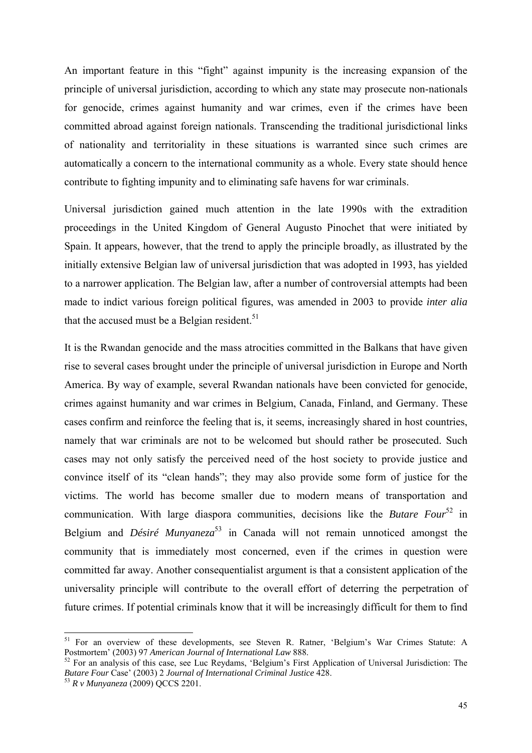An important feature in this "fight" against impunity is the increasing expansion of the principle of universal jurisdiction, according to which any state may prosecute non-nationals for genocide, crimes against humanity and war crimes, even if the crimes have been committed abroad against foreign nationals. Transcending the traditional jurisdictional links of nationality and territoriality in these situations is warranted since such crimes are automatically a concern to the international community as a whole. Every state should hence contribute to fighting impunity and to eliminating safe havens for war criminals.

Universal jurisdiction gained much attention in the late 1990s with the extradition proceedings in the United Kingdom of General Augusto Pinochet that were initiated by Spain. It appears, however, that the trend to apply the principle broadly, as illustrated by the initially extensive Belgian law of universal jurisdiction that was adopted in 1993, has yielded to a narrower application. The Belgian law, after a number of controversial attempts had been made to indict various foreign political figures, was amended in 2003 to provide *inter alia* that the accused must be a Belgian resident.[51]

It is the Rwandan genocide and the mass atrocities committed in the Balkans that have given rise to several cases brought under the principle of universal jurisdiction in Europe and North America. By way of example, several Rwandan nationals have been convicted for genocide, crimes against humanity and war crimes in Belgium, Canada, Finland, and Germany. These cases confirm and reinforce the feeling that is, it seems, increasingly shared in host countries, namely that war criminals are not to be welcomed but should rather be prosecuted. Such cases may not only satisfy the perceived need of the host society to provide justice and convince itself of its "clean hands"; they may also provide some form of justice for the victims. The world has become smaller due to modern means of transportation and communication. With large diaspora communities, decisions like the *Butare Four*[52] in Belgium and *Désiré Munyaneza*[53] in Canada will not remain unnoticed amongst the community that is immediately most concerned, even if the crimes in question were committed far away. Another consequentialist argument is that a consistent application of the universality principle will contribute to the overall effort of deterring the perpetration of future crimes. If potential criminals know that it will be increasingly difficult for them to find

---

[51] For an overview of these developments, see Steven R. Ratner, 'Belgium's War Crimes Statute: A Postmortem' (2003) 97 *American Journal of International Law* 888.

[52] For an analysis of this case, see Luc Reydams, 'Belgium's First Application of Universal Jurisdiction: The *Butare Four* Case' (2003) 2 *Journal of International Criminal Justice* 428.

[53] *R v Munyaneza* (2009) QCCS 2201.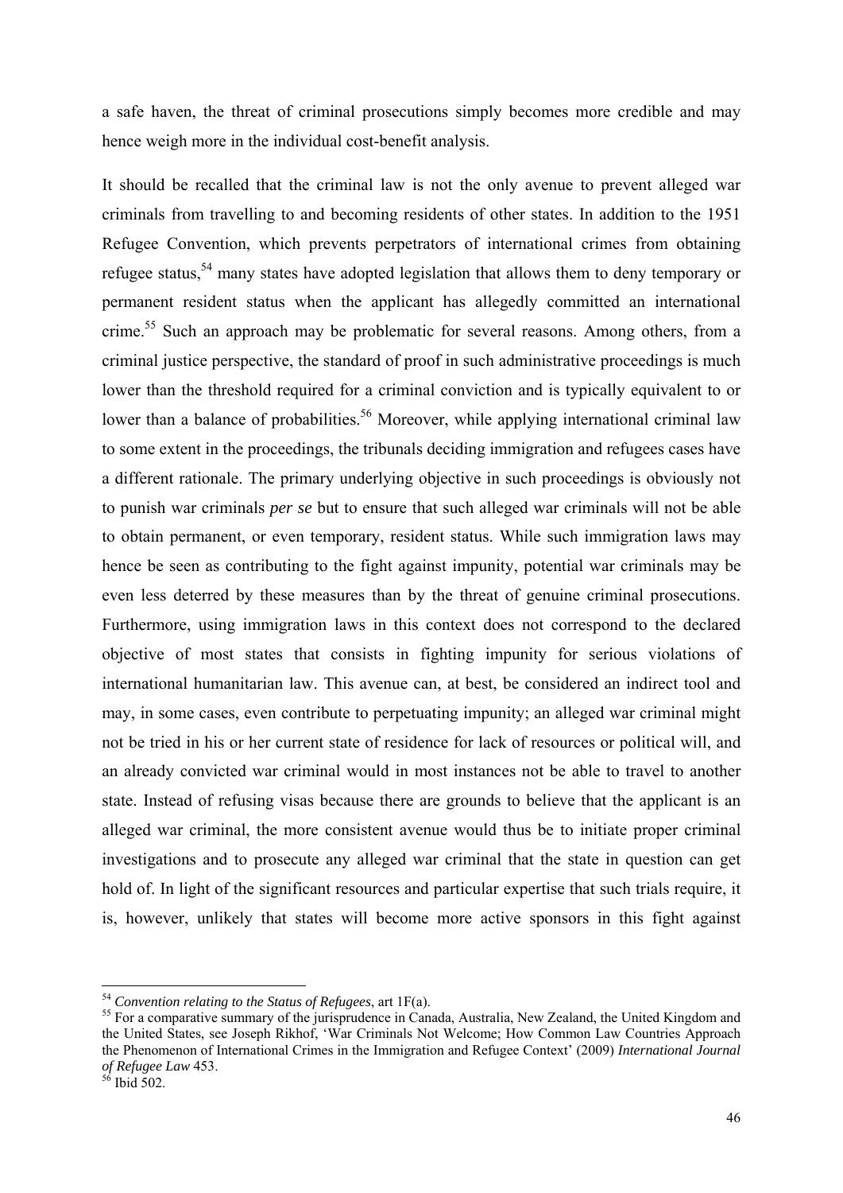a safe haven, the threat of criminal prosecutions simply becomes more credible and may hence weigh more in the individual cost-benefit analysis.

It should be recalled that the criminal law is not the only avenue to prevent alleged war criminals from travelling to and becoming residents of other states. In addition to the 1951 Refugee Convention, which prevents perpetrators of international crimes from obtaining refugee status,[54] many states have adopted legislation that allows them to deny temporary or permanent resident status when the applicant has allegedly committed an international crime.[55] Such an approach may be problematic for several reasons. Among others, from a criminal justice perspective, the standard of proof in such administrative proceedings is much lower than the threshold required for a criminal conviction and is typically equivalent to or lower than a balance of probabilities.[56] Moreover, while applying international criminal law to some extent in the proceedings, the tribunals deciding immigration and refugees cases have a different rationale. The primary underlying objective in such proceedings is obviously not to punish war criminals *per se* but to ensure that such alleged war criminals will not be able to obtain permanent, or even temporary, resident status. While such immigration laws may hence be seen as contributing to the fight against impunity, potential war criminals may be even less deterred by these measures than by the threat of genuine criminal prosecutions. Furthermore, using immigration laws in this context does not correspond to the declared objective of most states that consists in fighting impunity for serious violations of international humanitarian law. This avenue can, at best, be considered an indirect tool and may, in some cases, even contribute to perpetuating impunity; an alleged war criminal might not be tried in his or her current state of residence for lack of resources or political will, and an already convicted war criminal would in most instances not be able to travel to another state. Instead of refusing visas because there are grounds to believe that the applicant is an alleged war criminal, the more consistent avenue would thus be to initiate proper criminal investigations and to prosecute any alleged war criminal that the state in question can get hold of. In light of the significant resources and particular expertise that such trials require, it is, however, unlikely that states will become more active sponsors in this fight against

---

[54] *Convention relating to the Status of Refugees*, art 1F(a).

[55] For a comparative summary of the jurisprudence in Canada, Australia, New Zealand, the United Kingdom and the United States, see Joseph Rikhof, 'War Criminals Not Welcome; How Common Law Countries Approach the Phenomenon of International Crimes in the Immigration and Refugee Context' (2009) *International Journal of Refugee Law* 453.

[56] Ibid 502.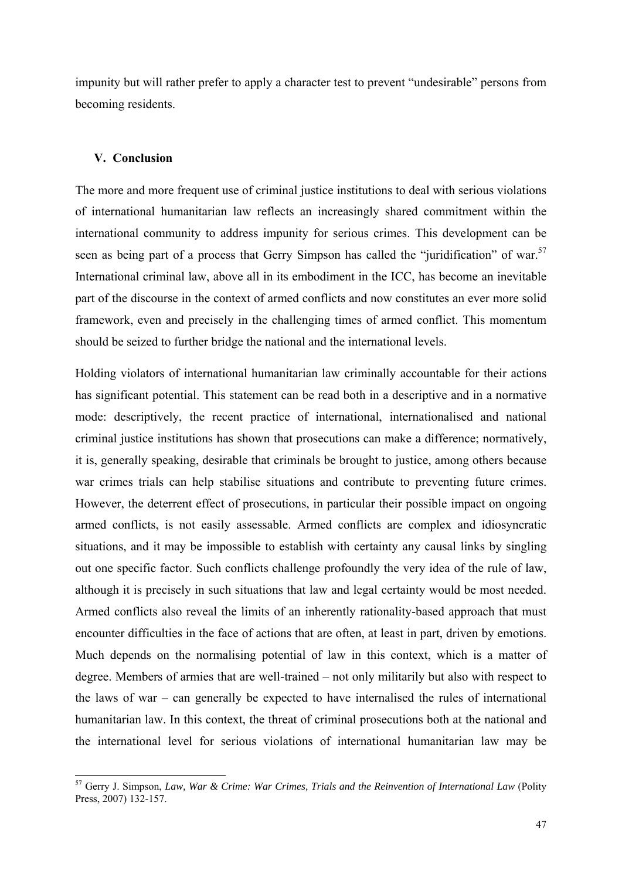impunity but will rather prefer to apply a character test to prevent "undesirable" persons from becoming residents.

## V. Conclusion

The more and more frequent use of criminal justice institutions to deal with serious violations of international humanitarian law reflects an increasingly shared commitment within the international community to address impunity for serious crimes. This development can be seen as being part of a process that Gerry Simpson has called the "juridification" of war.[57] International criminal law, above all in its embodiment in the ICC, has become an inevitable part of the discourse in the context of armed conflicts and now constitutes an ever more solid framework, even and precisely in the challenging times of armed conflict. This momentum should be seized to further bridge the national and the international levels.

Holding violators of international humanitarian law criminally accountable for their actions has significant potential. This statement can be read both in a descriptive and in a normative mode: descriptively, the recent practice of international, internationalised and national criminal justice institutions has shown that prosecutions can make a difference; normatively, it is, generally speaking, desirable that criminals be brought to justice, among others because war crimes trials can help stabilise situations and contribute to preventing future crimes. However, the deterrent effect of prosecutions, in particular their possible impact on ongoing armed conflicts, is not easily assessable. Armed conflicts are complex and idiosyncratic situations, and it may be impossible to establish with certainty any causal links by singling out one specific factor. Such conflicts challenge profoundly the very idea of the rule of law, although it is precisely in such situations that law and legal certainty would be most needed. Armed conflicts also reveal the limits of an inherently rationality-based approach that must encounter difficulties in the face of actions that are often, at least in part, driven by emotions. Much depends on the normalising potential of law in this context, which is a matter of degree. Members of armies that are well-trained – not only militarily but also with respect to the laws of war – can generally be expected to have internalised the rules of international humanitarian law. In this context, the threat of criminal prosecutions both at the national and the international level for serious violations of international humanitarian law may be

[57] Gerry J. Simpson, *Law, War & Crime: War Crimes, Trials and the Reinvention of International Law* (Polity Press, 2007) 132-157.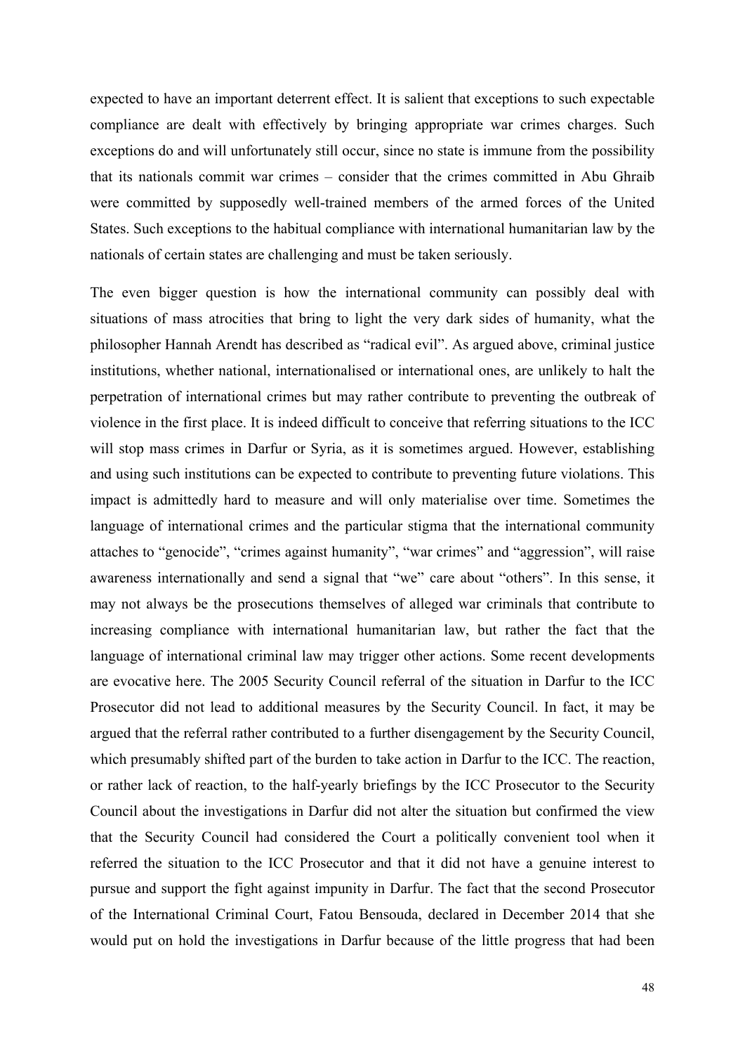expected to have an important deterrent effect. It is salient that exceptions to such expectable compliance are dealt with effectively by bringing appropriate war crimes charges. Such exceptions do and will unfortunately still occur, since no state is immune from the possibility that its nationals commit war crimes – consider that the crimes committed in Abu Ghraib were committed by supposedly well-trained members of the armed forces of the United States. Such exceptions to the habitual compliance with international humanitarian law by the nationals of certain states are challenging and must be taken seriously.

The even bigger question is how the international community can possibly deal with situations of mass atrocities that bring to light the very dark sides of humanity, what the philosopher Hannah Arendt has described as "radical evil". As argued above, criminal justice institutions, whether national, internationalised or international ones, are unlikely to halt the perpetration of international crimes but may rather contribute to preventing the outbreak of violence in the first place. It is indeed difficult to conceive that referring situations to the ICC will stop mass crimes in Darfur or Syria, as it is sometimes argued. However, establishing and using such institutions can be expected to contribute to preventing future violations. This impact is admittedly hard to measure and will only materialise over time. Sometimes the language of international crimes and the particular stigma that the international community attaches to "genocide", "crimes against humanity", "war crimes" and "aggression", will raise awareness internationally and send a signal that "we" care about "others". In this sense, it may not always be the prosecutions themselves of alleged war criminals that contribute to increasing compliance with international humanitarian law, but rather the fact that the language of international criminal law may trigger other actions. Some recent developments are evocative here. The 2005 Security Council referral of the situation in Darfur to the ICC Prosecutor did not lead to additional measures by the Security Council. In fact, it may be argued that the referral rather contributed to a further disengagement by the Security Council, which presumably shifted part of the burden to take action in Darfur to the ICC. The reaction, or rather lack of reaction, to the half-yearly briefings by the ICC Prosecutor to the Security Council about the investigations in Darfur did not alter the situation but confirmed the view that the Security Council had considered the Court a politically convenient tool when it referred the situation to the ICC Prosecutor and that it did not have a genuine interest to pursue and support the fight against impunity in Darfur. The fact that the second Prosecutor of the International Criminal Court, Fatou Bensouda, declared in December 2014 that she would put on hold the investigations in Darfur because of the little progress that had been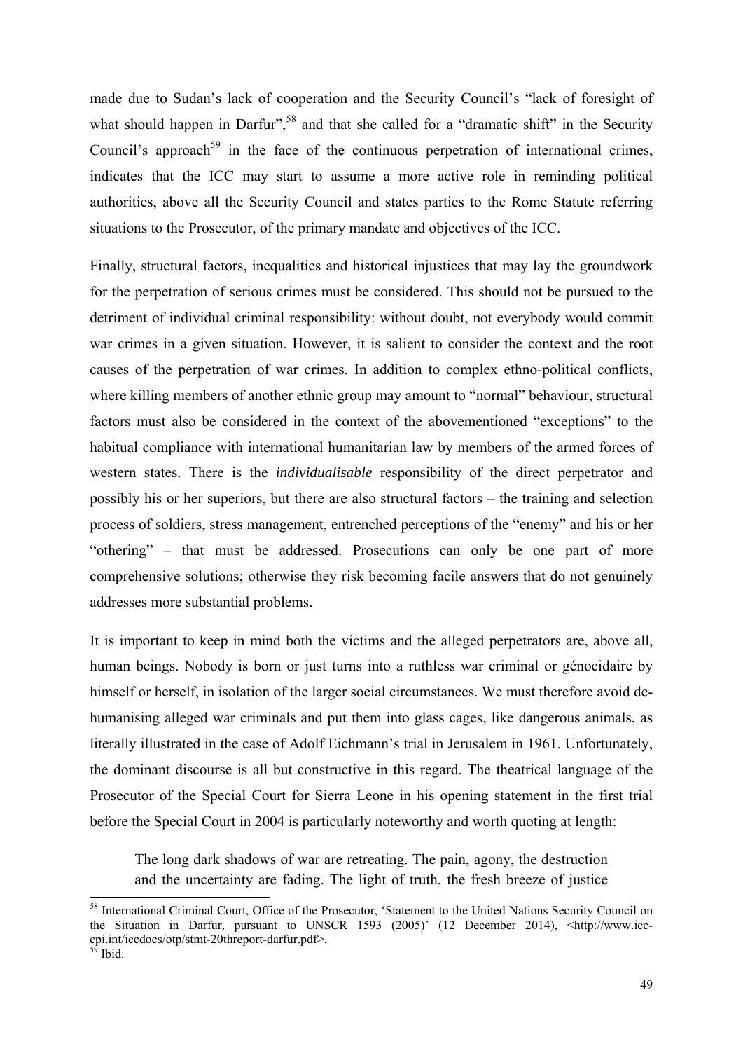made due to Sudan's lack of cooperation and the Security Council's "lack of foresight of what should happen in Darfur",[58] and that she called for a "dramatic shift" in the Security Council's approach[59] in the face of the continuous perpetration of international crimes, indicates that the ICC may start to assume a more active role in reminding political authorities, above all the Security Council and states parties to the Rome Statute referring situations to the Prosecutor, of the primary mandate and objectives of the ICC.

Finally, structural factors, inequalities and historical injustices that may lay the groundwork for the perpetration of serious crimes must be considered. This should not be pursued to the detriment of individual criminal responsibility: without doubt, not everybody would commit war crimes in a given situation. However, it is salient to consider the context and the root causes of the perpetration of war crimes. In addition to complex ethno-political conflicts, where killing members of another ethnic group may amount to "normal" behaviour, structural factors must also be considered in the context of the abovementioned "exceptions" to the habitual compliance with international humanitarian law by members of the armed forces of western states. There is the *individualisable* responsibility of the direct perpetrator and possibly his or her superiors, but there are also structural factors – the training and selection process of soldiers, stress management, entrenched perceptions of the "enemy" and his or her "othering" – that must be addressed. Prosecutions can only be one part of more comprehensive solutions; otherwise they risk becoming facile answers that do not genuinely addresses more substantial problems.

It is important to keep in mind both the victims and the alleged perpetrators are, above all, human beings. Nobody is born or just turns into a ruthless war criminal or génocidaire by himself or herself, in isolation of the larger social circumstances. We must therefore avoid de-humanising alleged war criminals and put them into glass cages, like dangerous animals, as literally illustrated in the case of Adolf Eichmann's trial in Jerusalem in 1961. Unfortunately, the dominant discourse is all but constructive in this regard. The theatrical language of the Prosecutor of the Special Court for Sierra Leone in his opening statement in the first trial before the Special Court in 2004 is particularly noteworthy and worth quoting at length:

> The long dark shadows of war are retreating. The pain, agony, the destruction and the uncertainty are fading. The light of truth, the fresh breeze of justice

---

[58] International Criminal Court, Office of the Prosecutor, 'Statement to the United Nations Security Council on the Situation in Darfur, pursuant to UNSCR 1593 (2005)' (12 December 2014), <http://www.icc-cpi.int/iccdocs/otp/stmt-20threport-darfur.pdf>.

[59] Ibid.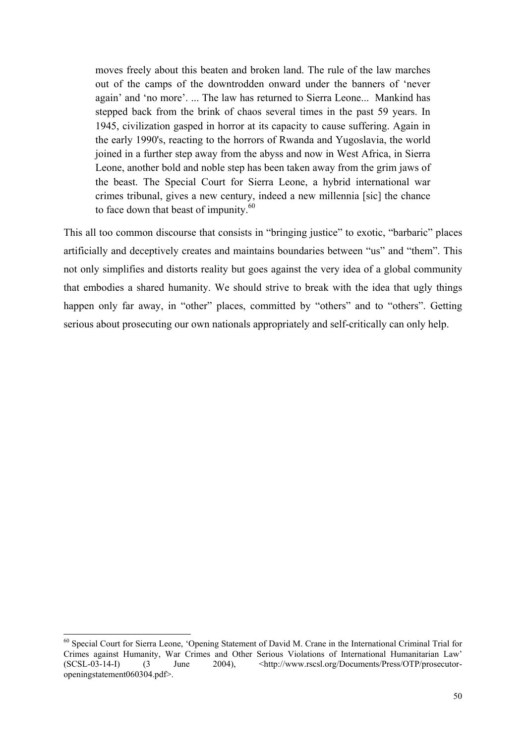> moves freely about this beaten and broken land. The rule of the law marches out of the camps of the downtrodden onward under the banners of 'never again' and 'no more'. ... The law has returned to Sierra Leone... Mankind has stepped back from the brink of chaos several times in the past 59 years. In 1945, civilization gasped in horror at its capacity to cause suffering. Again in the early 1990's, reacting to the horrors of Rwanda and Yugoslavia, the world joined in a further step away from the abyss and now in West Africa, in Sierra Leone, another bold and noble step has been taken away from the grim jaws of the beast. The Special Court for Sierra Leone, a hybrid international war crimes tribunal, gives a new century, indeed a new millennia [sic] the chance to face down that beast of impunity.[60]

This all too common discourse that consists in "bringing justice" to exotic, "barbaric" places artificially and deceptively creates and maintains boundaries between "us" and "them". This not only simplifies and distorts reality but goes against the very idea of a global community that embodies a shared humanity. We should strive to break with the idea that ugly things happen only far away, in "other" places, committed by "others" and to "others". Getting serious about prosecuting our own nationals appropriately and self-critically can only help.

---

[60] Special Court for Sierra Leone, 'Opening Statement of David M. Crane in the International Criminal Trial for Crimes against Humanity, War Crimes and Other Serious Violations of International Humanitarian Law' (SCSL-03-14-I) (3 June 2004), <http://www.rscsl.org/Documents/Press/OTP/prosecutor-openingstatement060304.pdf>.